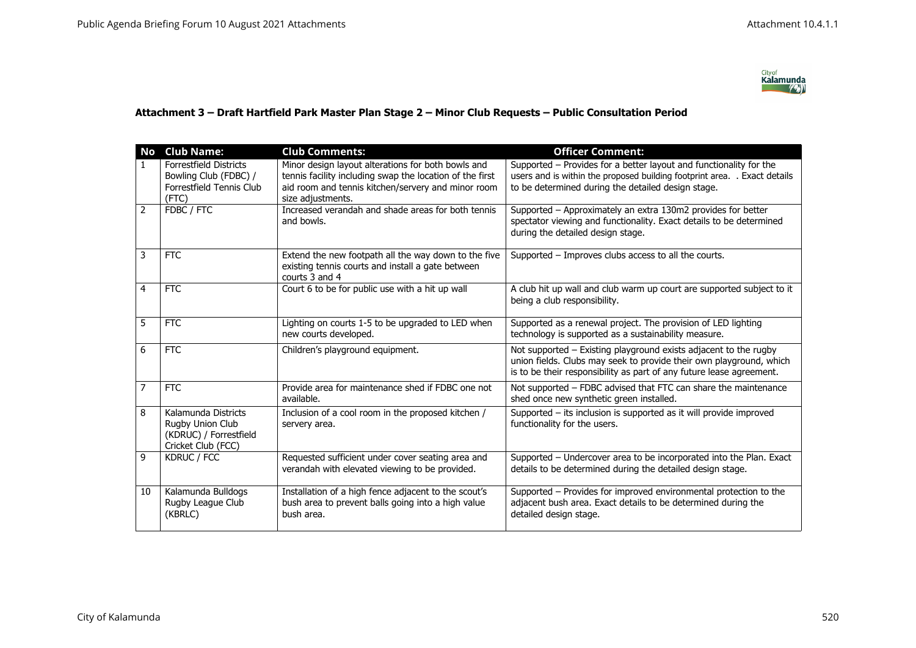**Attachment 3 – Draft Hartfield Park Master Plan Stage 2 – Minor Club Requests – Public Consultation Period**

| No | Club Name: | Club Comments: | Officer Comment: |
|---|---|---|---|
| 1 | Forrestfield Districts Bowling Club (FDBC) / Forrestfield Tennis Club (FTC) | Minor design layout alterations for both bowls and tennis facility including swap the location of the first aid room and tennis kitchen/servery and minor room size adjustments. | Supported – Provides for a better layout and functionality for the users and is within the proposed building footprint area. . Exact details to be determined during the detailed design stage. |
| 2 | FDBC / FTC | Increased verandah and shade areas for both tennis and bowls. | Supported – Approximately an extra 130m2 provides for better spectator viewing and functionality. Exact details to be determined during the detailed design stage. |
| 3 | FTC | Extend the new footpath all the way down to the five existing tennis courts and install a gate between courts 3 and 4 | Supported – Improves clubs access to all the courts. |
| 4 | FTC | Court 6 to be for public use with a hit up wall | A club hit up wall and club warm up court are supported subject to it being a club responsibility. |
| 5 | FTC | Lighting on courts 1-5 to be upgraded to LED when new courts developed. | Supported as a renewal project. The provision of LED lighting technology is supported as a sustainability measure. |
| 6 | FTC | Children's playground equipment. | Not supported – Existing playground exists adjacent to the rugby union fields. Clubs may seek to provide their own playground, which is to be their responsibility as part of any future lease agreement. |
| 7 | FTC | Provide area for maintenance shed if FDBC one not available. | Not supported – FDBC advised that FTC can share the maintenance shed once new synthetic green installed. |
| 8 | Kalamunda Districts Rugby Union Club (KDRUC) / Forrestfield Cricket Club (FCC) | Inclusion of a cool room in the proposed kitchen / servery area. | Supported – its inclusion is supported as it will provide improved functionality for the users. |
| 9 | KDRUC / FCC | Requested sufficient under cover seating area and verandah with elevated viewing to be provided. | Supported – Undercover area to be incorporated into the Plan. Exact details to be determined during the detailed design stage. |
| 10 | Kalamunda Bulldogs Rugby League Club (KBRLC) | Installation of a high fence adjacent to the scout's bush area to prevent balls going into a high value bush area. | Supported – Provides for improved environmental protection to the adjacent bush area. Exact details to be determined during the detailed design stage. |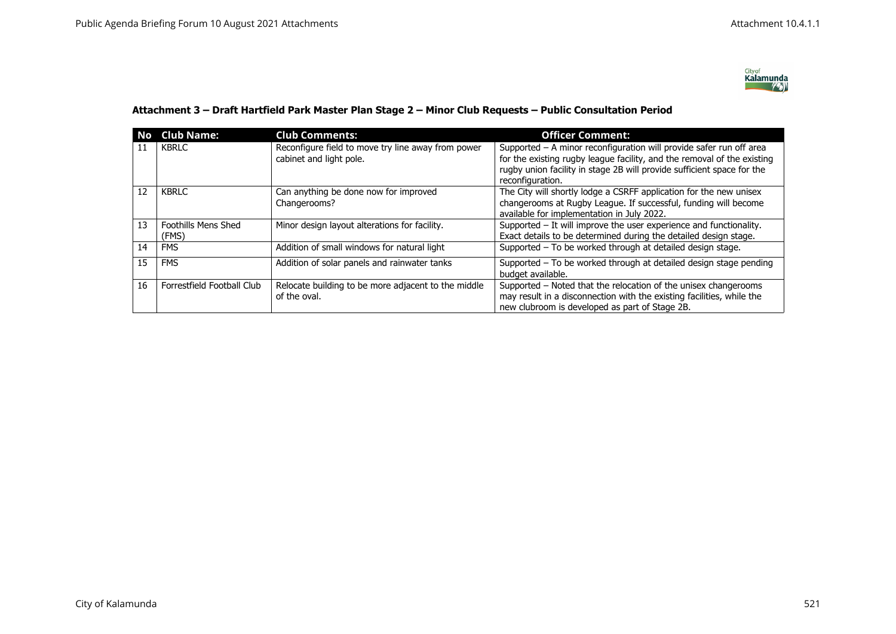**Attachment 3 – Draft Hartfield Park Master Plan Stage 2 – Minor Club Requests – Public Consultation Period**

| No | Club Name: | Club Comments: | Officer Comment: |
|---|---|---|---|
| 11 | KBRLC | Reconfigure field to move try line away from power cabinet and light pole. | Supported – A minor reconfiguration will provide safer run off area for the existing rugby league facility, and the removal of the existing rugby union facility in stage 2B will provide sufficient space for the reconfiguration. |
| 12 | KBRLC | Can anything be done now for improved Changerooms? | The City will shortly lodge a CSRFF application for the new unisex changerooms at Rugby League. If successful, funding will become available for implementation in July 2022. |
| 13 | Foothills Mens Shed (FMS) | Minor design layout alterations for facility. | Supported – It will improve the user experience and functionality. Exact details to be determined during the detailed design stage. |
| 14 | FMS | Addition of small windows for natural light | Supported – To be worked through at detailed design stage. |
| 15 | FMS | Addition of solar panels and rainwater tanks | Supported – To be worked through at detailed design stage pending budget available. |
| 16 | Forrestfield Football Club | Relocate building to be more adjacent to the middle of the oval. | Supported – Noted that the relocation of the unisex changerooms may result in a disconnection with the existing facilities, while the new clubroom is developed as part of Stage 2B. |